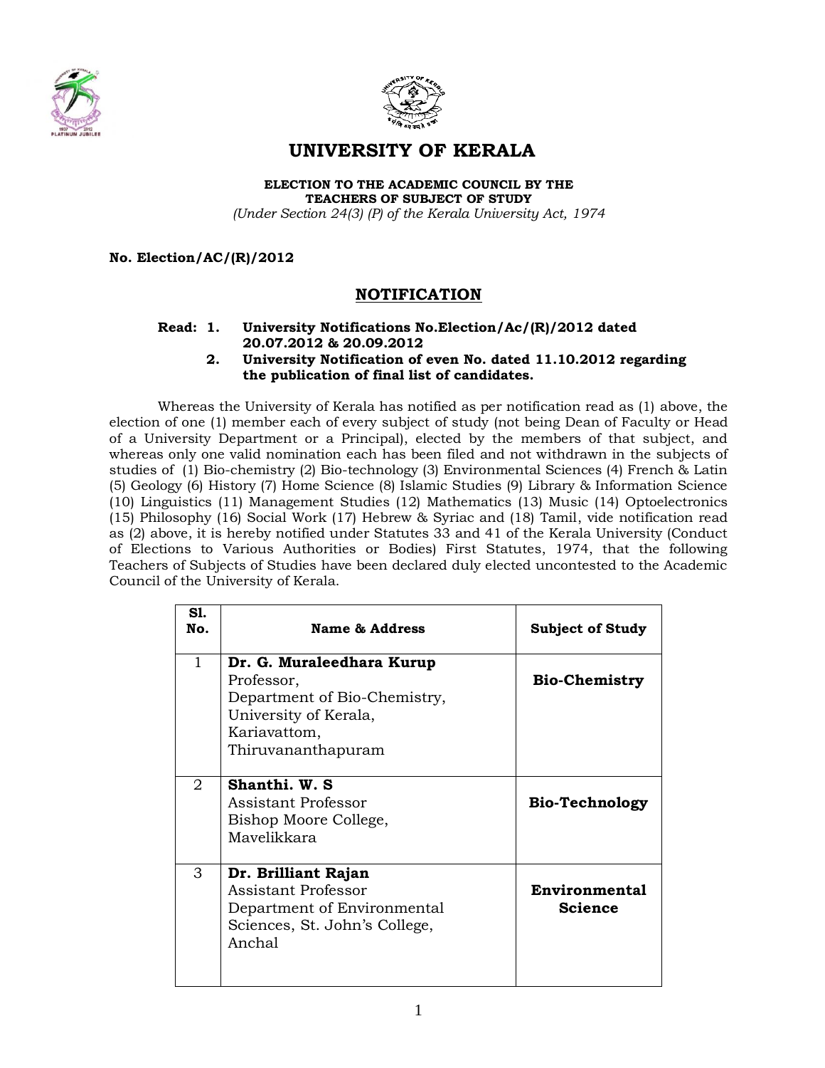# UNIVERSITY OF KERALA

**ELECTION TO THE ACADEMIC COUNCIL BY THE TEACHERS OF SUBJECT OF STUDY**

*(Under Section 24(3) (P) of the Kerala University Act, 1974*

**No. Election/AC/(R)/2012**

## NOTIFICATION

**Read: 1. University Notifications No.Election/Ac/(R)/2012 dated 20.07.2012 & 20.09.2012**

**2. University Notification of even No. dated 11.10.2012 regarding the publication of final list of candidates.**

Whereas the University of Kerala has notified as per notification read as (1) above, the election of one (1) member each of every subject of study (not being Dean of Faculty or Head of a University Department or a Principal), elected by the members of that subject, and whereas only one valid nomination each has been filed and not withdrawn in the subjects of studies of (1) Bio-chemistry (2) Bio-technology (3) Environmental Sciences (4) French & Latin (5) Geology (6) History (7) Home Science (8) Islamic Studies (9) Library & Information Science (10) Linguistics (11) Management Studies (12) Mathematics (13) Music (14) Optoelectronics (15) Philosophy (16) Social Work (17) Hebrew & Syriac and (18) Tamil, vide notification read as (2) above, it is hereby notified under Statutes 33 and 41 of the Kerala University (Conduct of Elections to Various Authorities or Bodies) First Statutes, 1974, that the following Teachers of Subjects of Studies have been declared duly elected uncontested to the Academic Council of the University of Kerala.

| Sl. No. | Name & Address | Subject of Study |
|---|---|---|
| 1 | **Dr. G. Muraleedhara Kurup**<br>Professor,<br>Department of Bio-Chemistry,<br>University of Kerala,<br>Kariavattom,<br>Thiruvananthapuram | **Bio-Chemistry** |
| 2 | **Shanthi. W. S**<br>Assistant Professor<br>Bishop Moore College,<br>Mavelikkara | **Bio-Technology** |
| 3 | **Dr. Brilliant Rajan**<br>Assistant Professor<br>Department of Environmental Sciences, St. John's College,<br>Anchal | **Environmental Science** |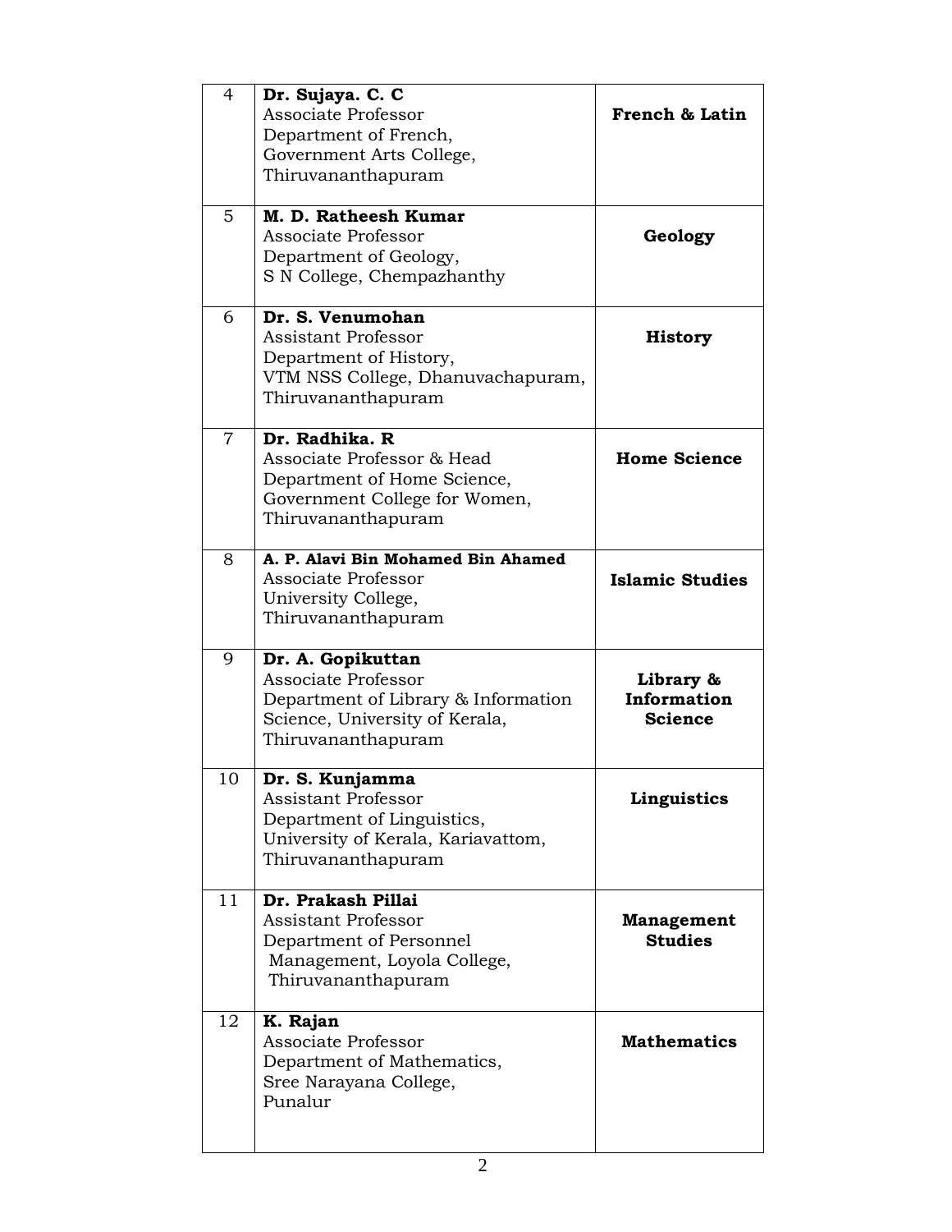| | | |
|---|---|---|
| 4 | **Dr. Sujaya. C. C**<br>Associate Professor<br>Department of French,<br>Government Arts College,<br>Thiruvananthapuram | **French & Latin** |
| 5 | **M. D. Ratheesh Kumar**<br>Associate Professor<br>Department of Geology,<br>S N College, Chempazhanthy | **Geology** |
| 6 | **Dr. S. Venumohan**<br>Assistant Professor<br>Department of History,<br>VTM NSS College, Dhanuvachapuram,<br>Thiruvananthapuram | **History** |
| 7 | **Dr. Radhika. R**<br>Associate Professor & Head<br>Department of Home Science,<br>Government College for Women,<br>Thiruvananthapuram | **Home Science** |
| 8 | **A. P. Alavi Bin Mohamed Bin Ahamed**<br>Associate Professor<br>University College,<br>Thiruvananthapuram | **Islamic Studies** |
| 9 | **Dr. A. Gopikuttan**<br>Associate Professor<br>Department of Library & Information<br>Science, University of Kerala,<br>Thiruvananthapuram | **Library & Information Science** |
| 10 | **Dr. S. Kunjamma**<br>Assistant Professor<br>Department of Linguistics,<br>University of Kerala, Kariavattom,<br>Thiruvananthapuram | **Linguistics** |
| 11 | **Dr. Prakash Pillai**<br>Assistant Professor<br>Department of Personnel<br>Management, Loyola College,<br>Thiruvananthapuram | **Management Studies** |
| 12 | **K. Rajan**<br>Associate Professor<br>Department of Mathematics,<br>Sree Narayana College,<br>Punalur | **Mathematics** |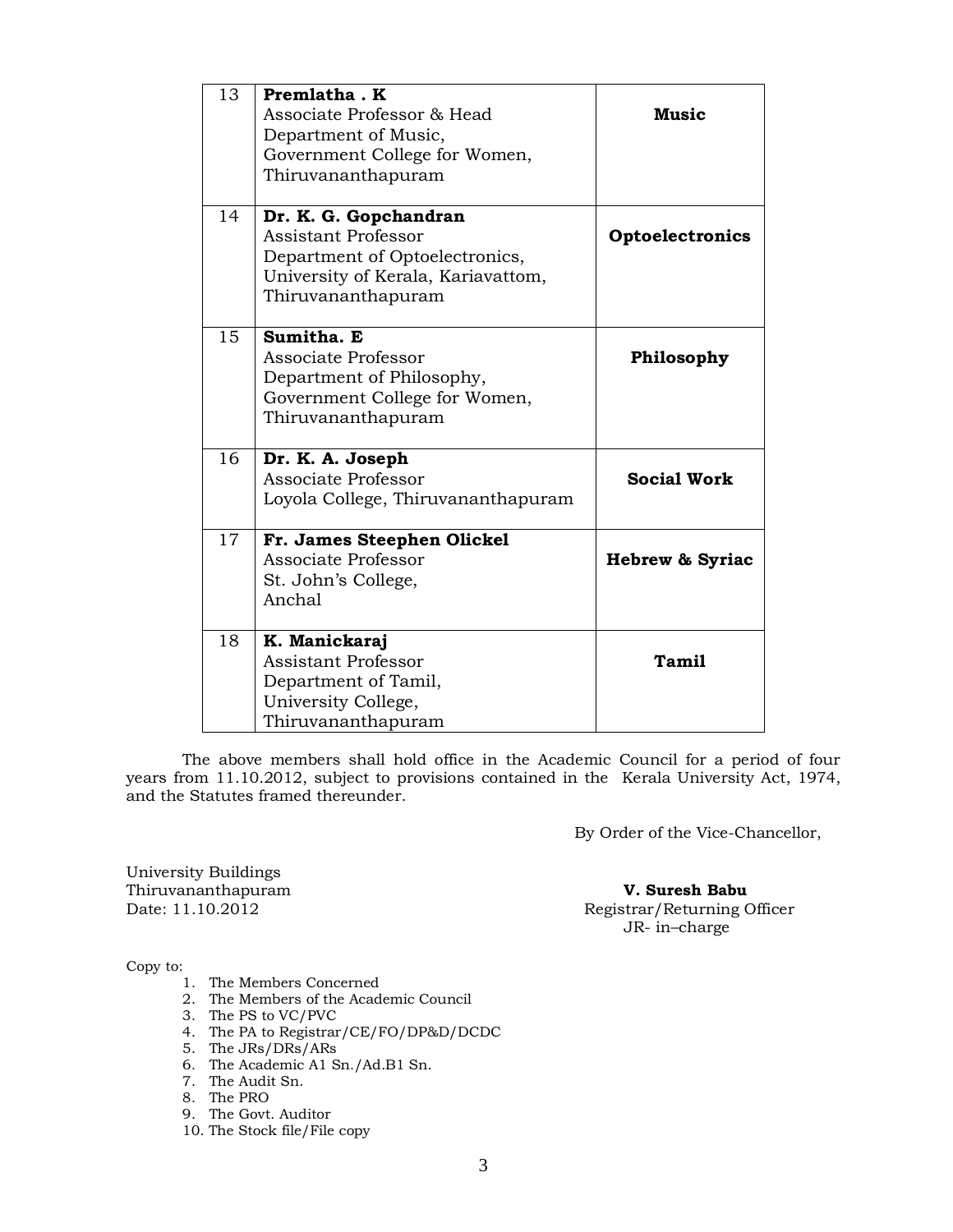| | | |
|---|---|---|
| 13 | **Premlatha . K**<br>Associate Professor & Head<br>Department of Music,<br>Government College for Women,<br>Thiruvananthapuram | **Music** |
| 14 | **Dr. K. G. Gopchandran**<br>Assistant Professor<br>Department of Optoelectronics,<br>University of Kerala, Kariavattom,<br>Thiruvananthapuram | **Optoelectronics** |
| 15 | **Sumitha. E**<br>Associate Professor<br>Department of Philosophy,<br>Government College for Women,<br>Thiruvananthapuram | **Philosophy** |
| 16 | **Dr. K. A. Joseph**<br>Associate Professor<br>Loyola College, Thiruvananthapuram | **Social Work** |
| 17 | **Fr. James Steephen Olickel**<br>Associate Professor<br>St. John's College,<br>Anchal | **Hebrew & Syriac** |
| 18 | **K. Manickaraj**<br>Assistant Professor<br>Department of Tamil,<br>University College,<br>Thiruvananthapuram | **Tamil** |

The above members shall hold office in the Academic Council for a period of four years from 11.10.2012, subject to provisions contained in the Kerala University Act, 1974, and the Statutes framed thereunder.

By Order of the Vice-Chancellor,

University Buildings
Thiruvananthapuram
Date: 11.10.2012

**V. Suresh Babu**
Registrar/Returning Officer
JR- in–charge

Copy to:

1. The Members Concerned
2. The Members of the Academic Council
3. The PS to VC/PVC
4. The PA to Registrar/CE/FO/DP&D/DCDC
5. The JRs/DRs/ARs
6. The Academic A1 Sn./Ad.B1 Sn.
7. The Audit Sn.
8. The PRO
9. The Govt. Auditor
10. The Stock file/File copy